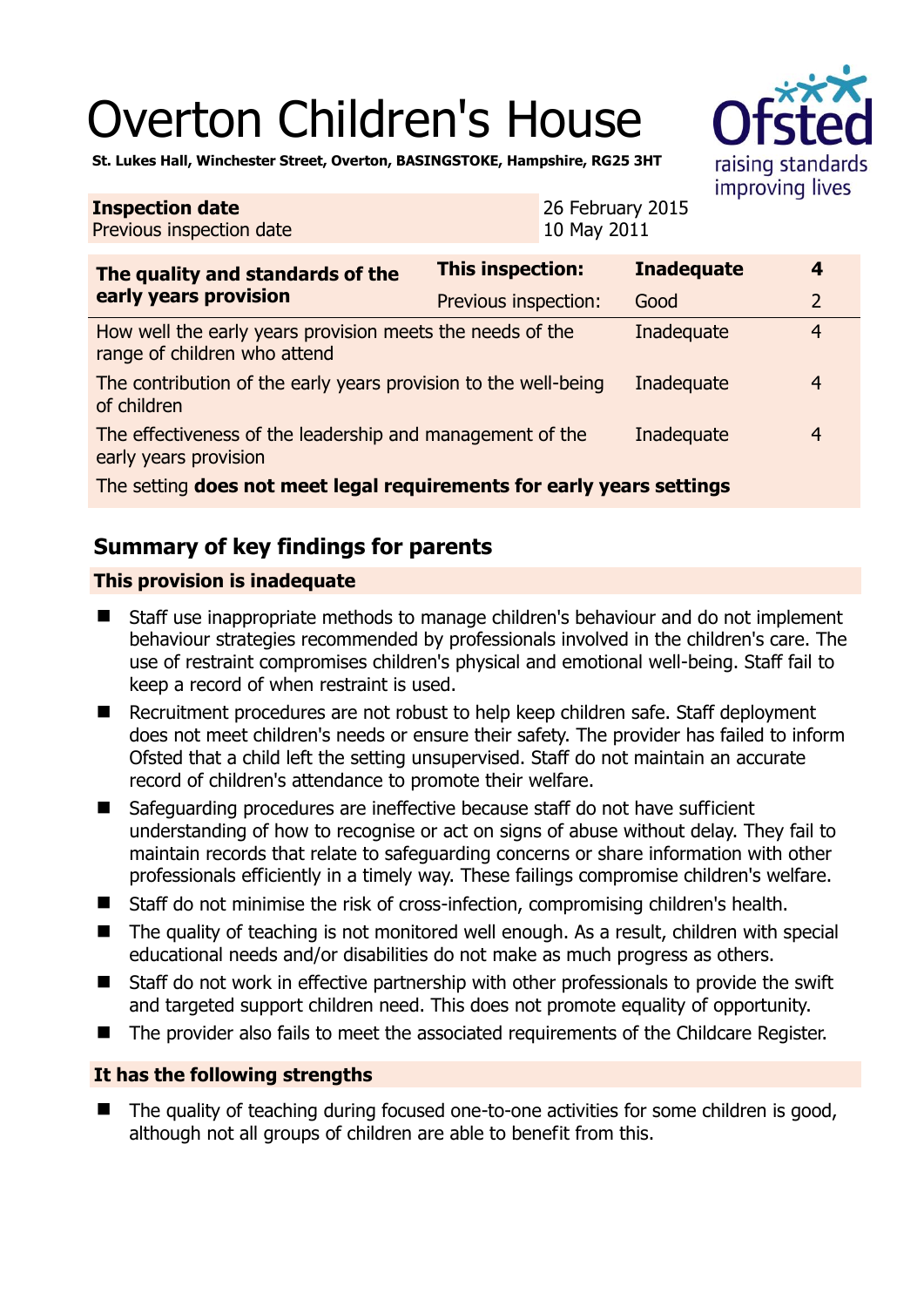# Overton Children's House

**St. Lukes Hall, Winchester Street, Overton, BASINGSTOKE, Hampshire, RG25 3HT**

| **Inspection date** | 26 February 2015 |
|---|---|
| Previous inspection date | 10 May 2011 |

| **The quality and standards of the early years provision** | **This inspection:** | **Inadequate** | **4** |
|---|---|---|---|
| | Previous inspection: | Good | 2 |
| How well the early years provision meets the needs of the range of children who attend | | Inadequate | 4 |
| The contribution of the early years provision to the well-being of children | | Inadequate | 4 |
| The effectiveness of the leadership and management of the early years provision | | Inadequate | 4 |
| The setting **does not meet legal requirements for early years settings** | | | |

## Summary of key findings for parents

### This provision is inadequate

- Staff use inappropriate methods to manage children's behaviour and do not implement behaviour strategies recommended by professionals involved in the children's care. The use of restraint compromises children's physical and emotional well-being. Staff fail to keep a record of when restraint is used.
- Recruitment procedures are not robust to help keep children safe. Staff deployment does not meet children's needs or ensure their safety. The provider has failed to inform Ofsted that a child left the setting unsupervised. Staff do not maintain an accurate record of children's attendance to promote their welfare.
- Safeguarding procedures are ineffective because staff do not have sufficient understanding of how to recognise or act on signs of abuse without delay. They fail to maintain records that relate to safeguarding concerns or share information with other professionals efficiently in a timely way. These failings compromise children's welfare.
- Staff do not minimise the risk of cross-infection, compromising children's health.
- The quality of teaching is not monitored well enough. As a result, children with special educational needs and/or disabilities do not make as much progress as others.
- Staff do not work in effective partnership with other professionals to provide the swift and targeted support children need. This does not promote equality of opportunity.
- The provider also fails to meet the associated requirements of the Childcare Register.

### It has the following strengths

- The quality of teaching during focused one-to-one activities for some children is good, although not all groups of children are able to benefit from this.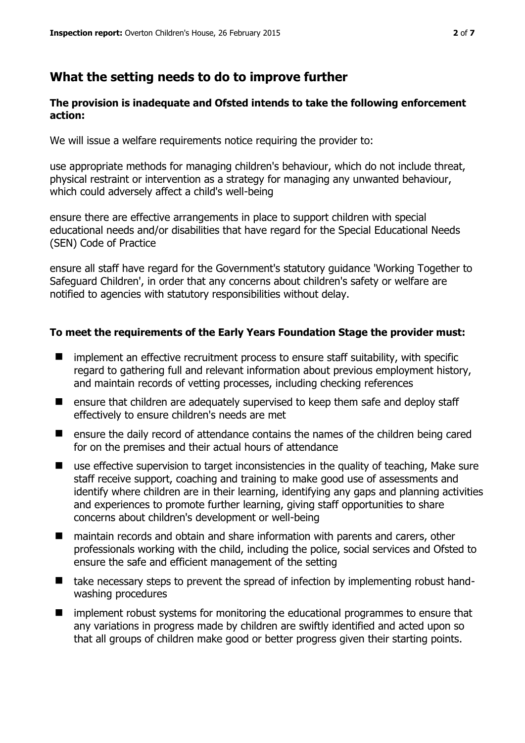## What the setting needs to do to improve further

**The provision is inadequate and Ofsted intends to take the following enforcement action:**

We will issue a welfare requirements notice requiring the provider to:

use appropriate methods for managing children's behaviour, which do not include threat, physical restraint or intervention as a strategy for managing any unwanted behaviour, which could adversely affect a child's well-being

ensure there are effective arrangements in place to support children with special educational needs and/or disabilities that have regard for the Special Educational Needs (SEN) Code of Practice

ensure all staff have regard for the Government's statutory guidance 'Working Together to Safeguard Children', in order that any concerns about children's safety or welfare are notified to agencies with statutory responsibilities without delay.

**To meet the requirements of the Early Years Foundation Stage the provider must:**

- implement an effective recruitment process to ensure staff suitability, with specific regard to gathering full and relevant information about previous employment history, and maintain records of vetting processes, including checking references
- ensure that children are adequately supervised to keep them safe and deploy staff effectively to ensure children's needs are met
- ensure the daily record of attendance contains the names of the children being cared for on the premises and their actual hours of attendance
- use effective supervision to target inconsistencies in the quality of teaching, Make sure staff receive support, coaching and training to make good use of assessments and identify where children are in their learning, identifying any gaps and planning activities and experiences to promote further learning, giving staff opportunities to share concerns about children's development or well-being
- maintain records and obtain and share information with parents and carers, other professionals working with the child, including the police, social services and Ofsted to ensure the safe and efficient management of the setting
- take necessary steps to prevent the spread of infection by implementing robust hand-washing procedures
- implement robust systems for monitoring the educational programmes to ensure that any variations in progress made by children are swiftly identified and acted upon so that all groups of children make good or better progress given their starting points.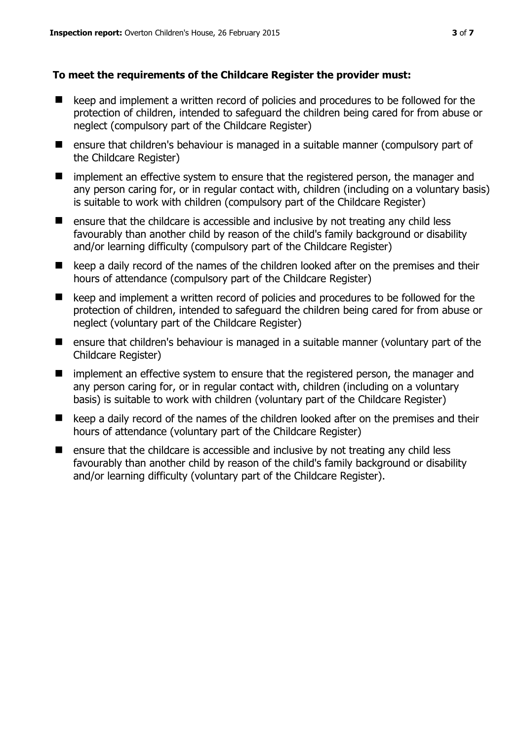**To meet the requirements of the Childcare Register the provider must:**

- keep and implement a written record of policies and procedures to be followed for the protection of children, intended to safeguard the children being cared for from abuse or neglect (compulsory part of the Childcare Register)
- ensure that children's behaviour is managed in a suitable manner (compulsory part of the Childcare Register)
- implement an effective system to ensure that the registered person, the manager and any person caring for, or in regular contact with, children (including on a voluntary basis) is suitable to work with children (compulsory part of the Childcare Register)
- ensure that the childcare is accessible and inclusive by not treating any child less favourably than another child by reason of the child's family background or disability and/or learning difficulty (compulsory part of the Childcare Register)
- keep a daily record of the names of the children looked after on the premises and their hours of attendance (compulsory part of the Childcare Register)
- keep and implement a written record of policies and procedures to be followed for the protection of children, intended to safeguard the children being cared for from abuse or neglect (voluntary part of the Childcare Register)
- ensure that children's behaviour is managed in a suitable manner (voluntary part of the Childcare Register)
- implement an effective system to ensure that the registered person, the manager and any person caring for, or in regular contact with, children (including on a voluntary basis) is suitable to work with children (voluntary part of the Childcare Register)
- keep a daily record of the names of the children looked after on the premises and their hours of attendance (voluntary part of the Childcare Register)
- ensure that the childcare is accessible and inclusive by not treating any child less favourably than another child by reason of the child's family background or disability and/or learning difficulty (voluntary part of the Childcare Register).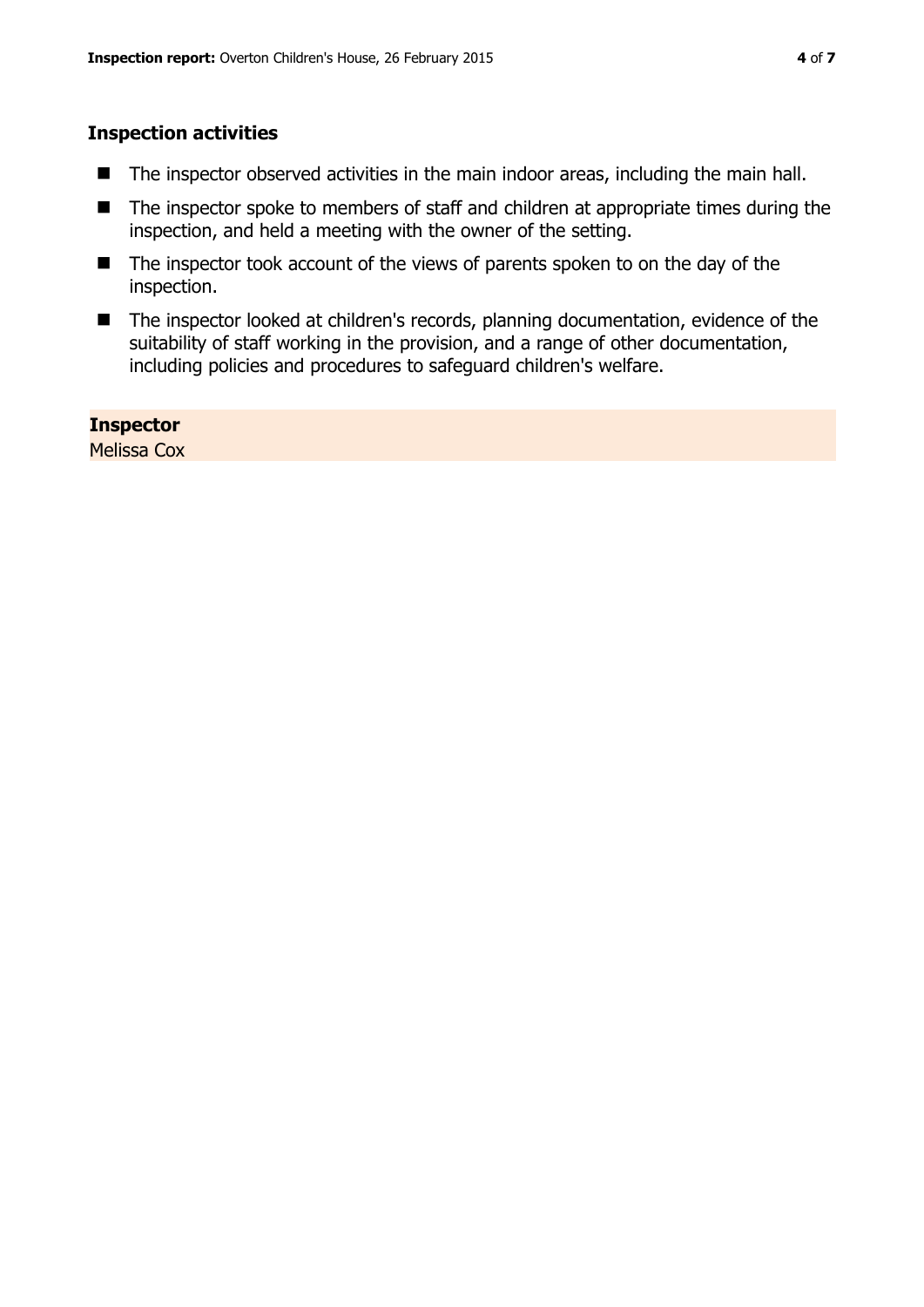### Inspection activities

- The inspector observed activities in the main indoor areas, including the main hall.
- The inspector spoke to members of staff and children at appropriate times during the inspection, and held a meeting with the owner of the setting.
- The inspector took account of the views of parents spoken to on the day of the inspection.
- The inspector looked at children's records, planning documentation, evidence of the suitability of staff working in the provision, and a range of other documentation, including policies and procedures to safeguard children's welfare.

**Inspector**
Melissa Cox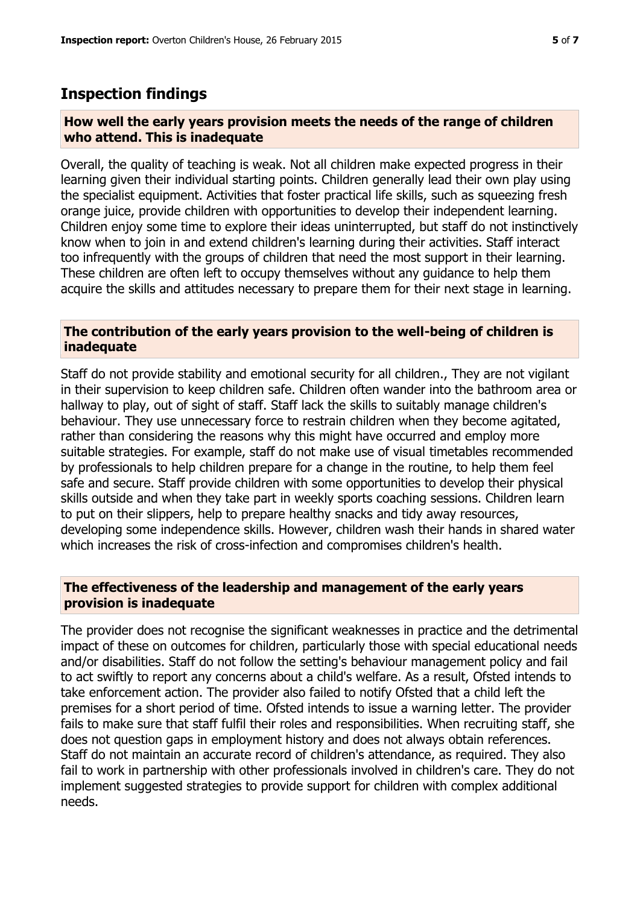## Inspection findings

### How well the early years provision meets the needs of the range of children who attend. This is inadequate

Overall, the quality of teaching is weak. Not all children make expected progress in their learning given their individual starting points. Children generally lead their own play using the specialist equipment. Activities that foster practical life skills, such as squeezing fresh orange juice, provide children with opportunities to develop their independent learning. Children enjoy some time to explore their ideas uninterrupted, but staff do not instinctively know when to join in and extend children's learning during their activities. Staff interact too infrequently with the groups of children that need the most support in their learning. These children are often left to occupy themselves without any guidance to help them acquire the skills and attitudes necessary to prepare them for their next stage in learning.

### The contribution of the early years provision to the well-being of children is inadequate

Staff do not provide stability and emotional security for all children., They are not vigilant in their supervision to keep children safe. Children often wander into the bathroom area or hallway to play, out of sight of staff. Staff lack the skills to suitably manage children's behaviour. They use unnecessary force to restrain children when they become agitated, rather than considering the reasons why this might have occurred and employ more suitable strategies. For example, staff do not make use of visual timetables recommended by professionals to help children prepare for a change in the routine, to help them feel safe and secure. Staff provide children with some opportunities to develop their physical skills outside and when they take part in weekly sports coaching sessions. Children learn to put on their slippers, help to prepare healthy snacks and tidy away resources, developing some independence skills. However, children wash their hands in shared water which increases the risk of cross-infection and compromises children's health.

### The effectiveness of the leadership and management of the early years provision is inadequate

The provider does not recognise the significant weaknesses in practice and the detrimental impact of these on outcomes for children, particularly those with special educational needs and/or disabilities. Staff do not follow the setting's behaviour management policy and fail to act swiftly to report any concerns about a child's welfare. As a result, Ofsted intends to take enforcement action. The provider also failed to notify Ofsted that a child left the premises for a short period of time. Ofsted intends to issue a warning letter. The provider fails to make sure that staff fulfil their roles and responsibilities. When recruiting staff, she does not question gaps in employment history and does not always obtain references. Staff do not maintain an accurate record of children's attendance, as required. They also fail to work in partnership with other professionals involved in children's care. They do not implement suggested strategies to provide support for children with complex additional needs.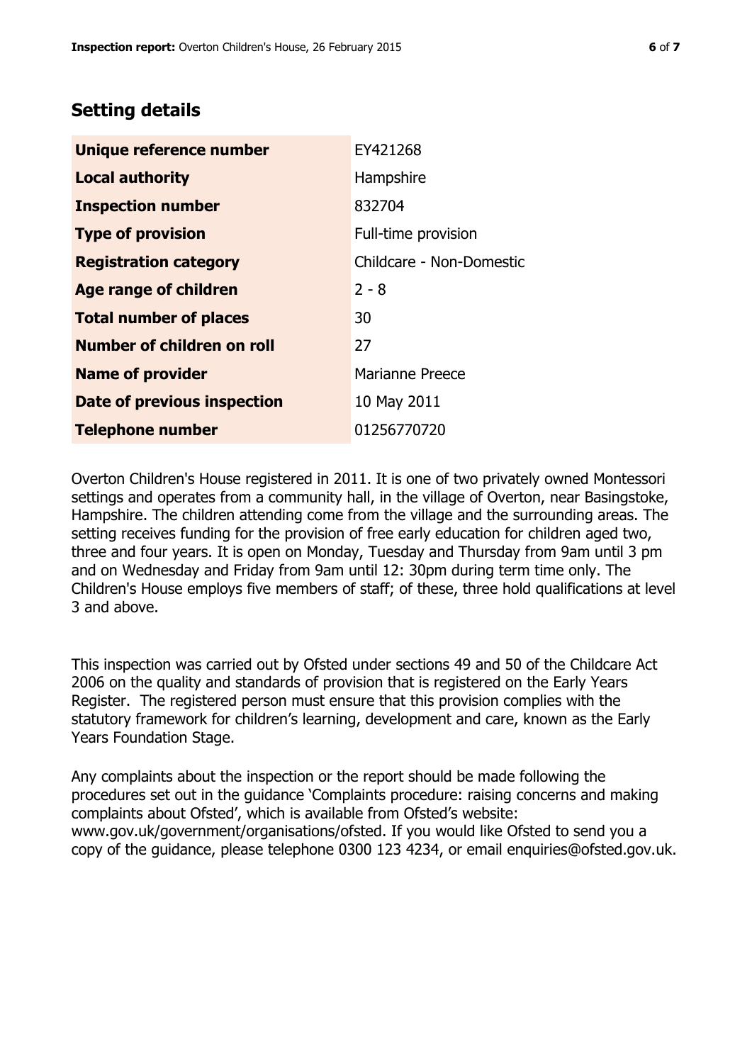## Setting details

| | |
|---|---|
| **Unique reference number** | EY421268 |
| **Local authority** | Hampshire |
| **Inspection number** | 832704 |
| **Type of provision** | Full-time provision |
| **Registration category** | Childcare - Non-Domestic |
| **Age range of children** | 2 - 8 |
| **Total number of places** | 30 |
| **Number of children on roll** | 27 |
| **Name of provider** | Marianne Preece |
| **Date of previous inspection** | 10 May 2011 |
| **Telephone number** | 01256770720 |

Overton Children's House registered in 2011. It is one of two privately owned Montessori settings and operates from a community hall, in the village of Overton, near Basingstoke, Hampshire. The children attending come from the village and the surrounding areas. The setting receives funding for the provision of free early education for children aged two, three and four years. It is open on Monday, Tuesday and Thursday from 9am until 3 pm and on Wednesday and Friday from 9am until 12: 30pm during term time only. The Children's House employs five members of staff; of these, three hold qualifications at level 3 and above.

This inspection was carried out by Ofsted under sections 49 and 50 of the Childcare Act 2006 on the quality and standards of provision that is registered on the Early Years Register. The registered person must ensure that this provision complies with the statutory framework for children's learning, development and care, known as the Early Years Foundation Stage.

Any complaints about the inspection or the report should be made following the procedures set out in the guidance 'Complaints procedure: raising concerns and making complaints about Ofsted', which is available from Ofsted's website: www.gov.uk/government/organisations/ofsted. If you would like Ofsted to send you a copy of the guidance, please telephone 0300 123 4234, or email enquiries@ofsted.gov.uk.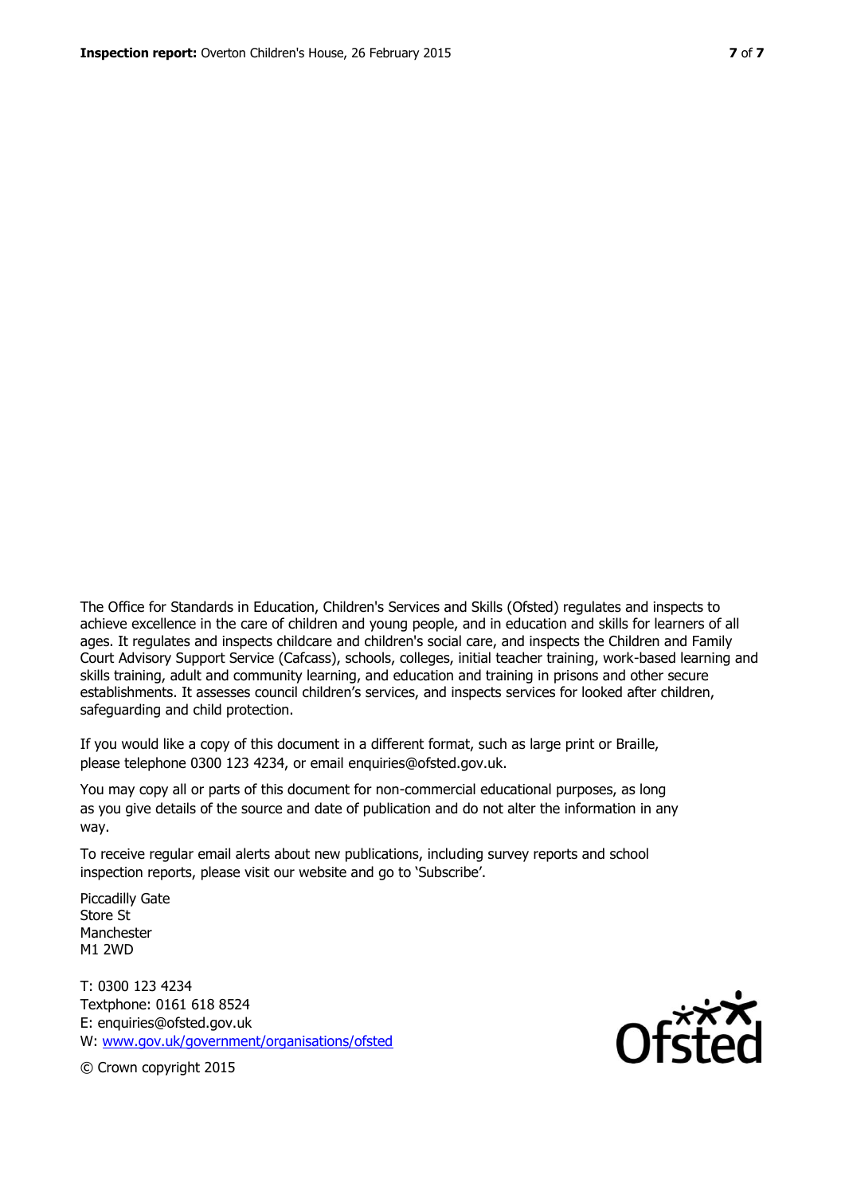The Office for Standards in Education, Children's Services and Skills (Ofsted) regulates and inspects to achieve excellence in the care of children and young people, and in education and skills for learners of all ages. It regulates and inspects childcare and children's social care, and inspects the Children and Family Court Advisory Support Service (Cafcass), schools, colleges, initial teacher training, work-based learning and skills training, adult and community learning, and education and training in prisons and other secure establishments. It assesses council children's services, and inspects services for looked after children, safeguarding and child protection.

If you would like a copy of this document in a different format, such as large print or Braille, please telephone 0300 123 4234, or email enquiries@ofsted.gov.uk.

You may copy all or parts of this document for non-commercial educational purposes, as long as you give details of the source and date of publication and do not alter the information in any way.

To receive regular email alerts about new publications, including survey reports and school inspection reports, please visit our website and go to 'Subscribe'.

Piccadilly Gate
Store St
Manchester
M1 2WD

T: 0300 123 4234
Textphone: 0161 618 8524
E: enquiries@ofsted.gov.uk
W: www.gov.uk/government/organisations/ofsted

© Crown copyright 2015